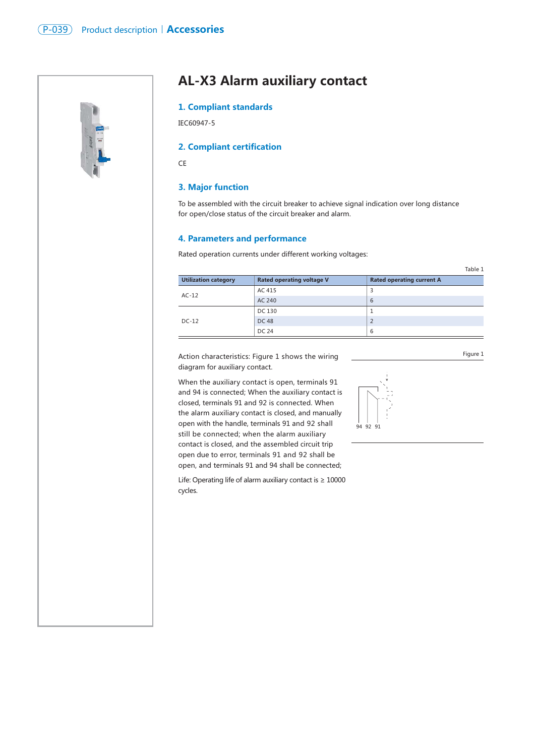# AL-X3 Alarm auxiliary contact

## 1. Compliant standards

IEC60947-5

## 2. Compliant certification

CE

## 3. Major function

To be assembled with the circuit breaker to achieve signal indication over long distance for open/close status of the circuit breaker and alarm.

## 4. Parameters and performance

Rated operation currents under different working voltages:

Table 1

| Utilization category | Rated operating voltage V | Rated operating current A |
|---|---|---|
| AC-12 | AC 415 | 3 |
| | AC 240 | 6 |
| DC-12 | DC 130 | 1 |
| | DC 48 | 2 |
| | DC 24 | 6 |

Action characteristics: Figure 1 shows the wiring diagram for auxiliary contact.

When the auxiliary contact is open, terminals 91 and 94 is connected; When the auxiliary contact is closed, terminals 91 and 92 is connected. When the alarm auxiliary contact is closed, and manually open with the handle, terminals 91 and 92 shall still be connected; when the alarm auxiliary contact is closed, and the assembled circuit trip open due to error, terminals 91 and 92 shall be open, and terminals 91 and 94 shall be connected;

Life: Operating life of alarm auxiliary contact is ≥ 10000 cycles.

Figure 1

94 92 91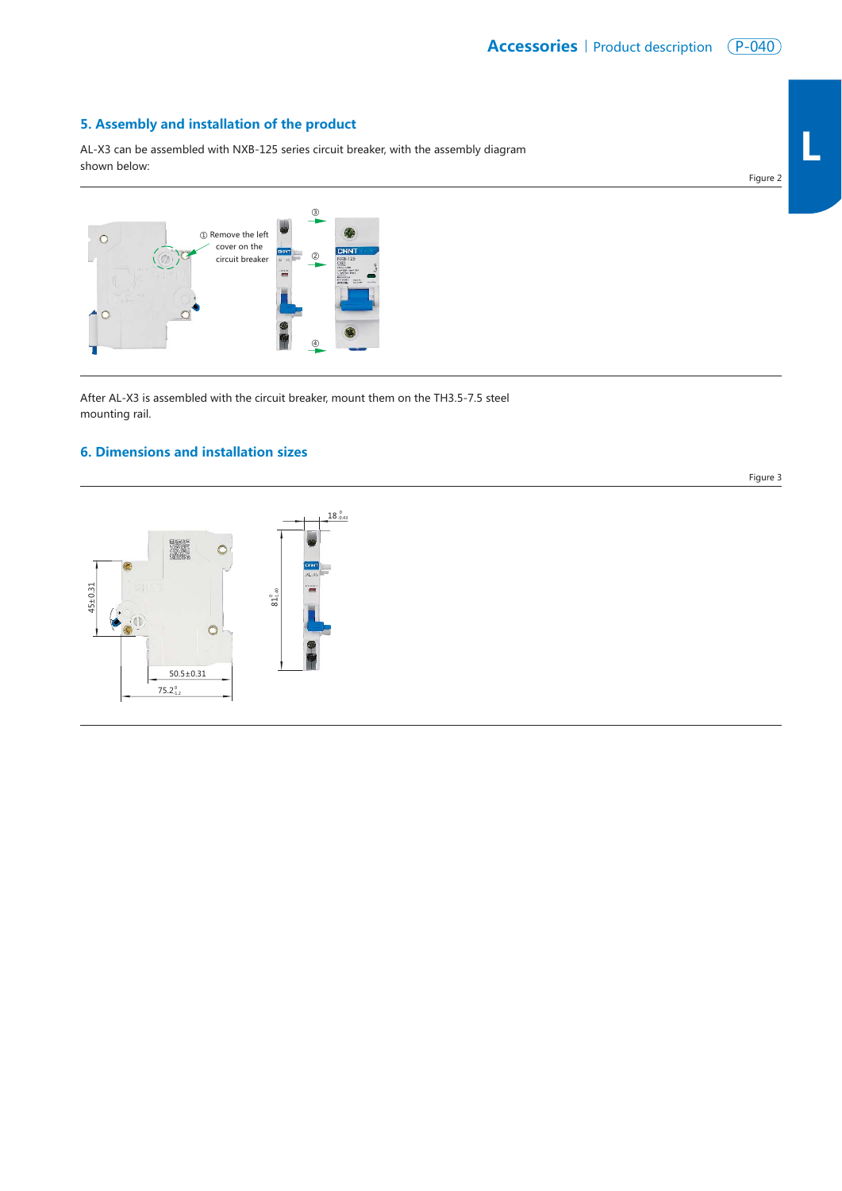## 5. Assembly and installation of the product

AL-X3 can be assembled with NXB-125 series circuit breaker, with the assembly diagram shown below:

Figure 2

① Remove the left cover on the circuit breaker

②

③

④

After AL-X3 is assembled with the circuit breaker, mount them on the TH3.5-7.5 steel mounting rail.

## 6. Dimensions and installation sizes

Figure 3

45±0.31

50.5±0.31

$75.2^{0}_{-1.2}$

$18^{0}_{-0.43}$

$81^{0}_{-1.40}$